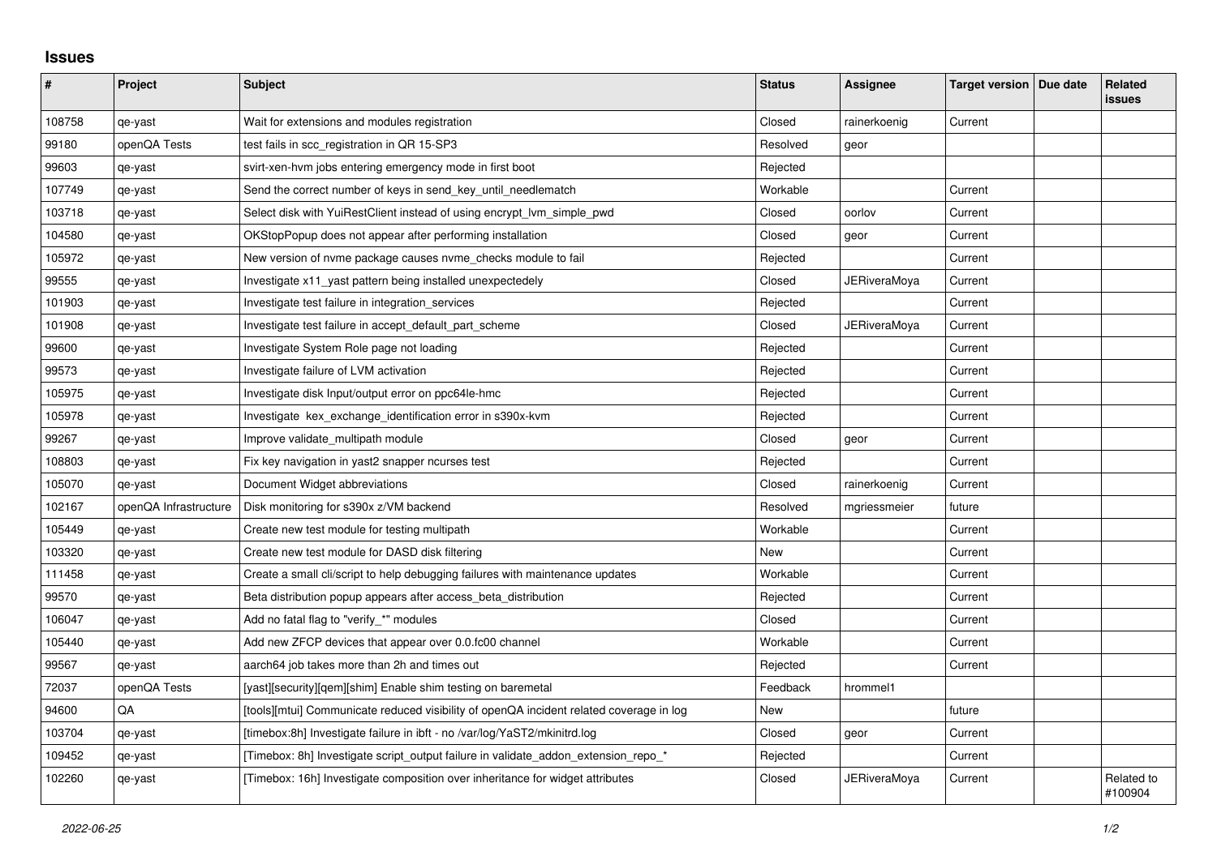# Issues

| # | Project | Subject | Status | Assignee | Target version | Due date | Related issues |
|---|---|---|---|---|---|---|---|
| 108758 | qe-yast | Wait for extensions and modules registration | Closed | rainerkoenig | Current | | |
| 99180 | openQA Tests | test fails in scc_registration in QR 15-SP3 | Resolved | geor | | | |
| 99603 | qe-yast | svirt-xen-hvm jobs entering emergency mode in first boot | Rejected | | | | |
| 107749 | qe-yast | Send the correct number of keys in send_key_until_needlematch | Workable | | Current | | |
| 103718 | qe-yast | Select disk with YuiRestClient instead of using encrypt_lvm_simple_pwd | Closed | oorlov | Current | | |
| 104580 | qe-yast | OKStopPopup does not appear after performing installation | Closed | geor | Current | | |
| 105972 | qe-yast | New version of nvme package causes nvme_checks module to fail | Rejected | | Current | | |
| 99555 | qe-yast | Investigate x11_yast pattern being installed unexpectedely | Closed | JERiveraMoya | Current | | |
| 101903 | qe-yast | Investigate test failure in integration_services | Rejected | | Current | | |
| 101908 | qe-yast | Investigate test failure in accept_default_part_scheme | Closed | JERiveraMoya | Current | | |
| 99600 | qe-yast | Investigate System Role page not loading | Rejected | | Current | | |
| 99573 | qe-yast | Investigate failure of LVM activation | Rejected | | Current | | |
| 105975 | qe-yast | Investigate disk Input/output error on ppc64le-hmc | Rejected | | Current | | |
| 105978 | qe-yast | Investigate kex_exchange_identification error in s390x-kvm | Rejected | | Current | | |
| 99267 | qe-yast | Improve validate_multipath module | Closed | geor | Current | | |
| 108803 | qe-yast | Fix key navigation in yast2 snapper ncurses test | Rejected | | Current | | |
| 105070 | qe-yast | Document Widget abbreviations | Closed | rainerkoenig | Current | | |
| 102167 | openQA Infrastructure | Disk monitoring for s390x z/VM backend | Resolved | mgriessmeier | future | | |
| 105449 | qe-yast | Create new test module for testing multipath | Workable | | Current | | |
| 103320 | qe-yast | Create new test module for DASD disk filtering | New | | Current | | |
| 111458 | qe-yast | Create a small cli/script to help debugging failures with maintenance updates | Workable | | Current | | |
| 99570 | qe-yast | Beta distribution popup appears after access_beta_distribution | Rejected | | Current | | |
| 106047 | qe-yast | Add no fatal flag to "verify_*" modules | Closed | | Current | | |
| 105440 | qe-yast | Add new ZFCP devices that appear over 0.0.fc00 channel | Workable | | Current | | |
| 99567 | qe-yast | aarch64 job takes more than 2h and times out | Rejected | | Current | | |
| 72037 | openQA Tests | [yast][security][qem][shim] Enable shim testing on baremetal | Feedback | hrommel1 | | | |
| 94600 | QA | [tools][mtui] Communicate reduced visibility of openQA incident related coverage in log | New | | future | | |
| 103704 | qe-yast | [timebox:8h] Investigate failure in ibft - no /var/log/YaST2/mkinitrd.log | Closed | geor | Current | | |
| 109452 | qe-yast | [Timebox: 8h] Investigate script_output failure in validate_addon_extension_repo_* | Rejected | | Current | | |
| 102260 | qe-yast | [Timebox: 16h] Investigate composition over inheritance for widget attributes | Closed | JERiveraMoya | Current | | Related to #100904 |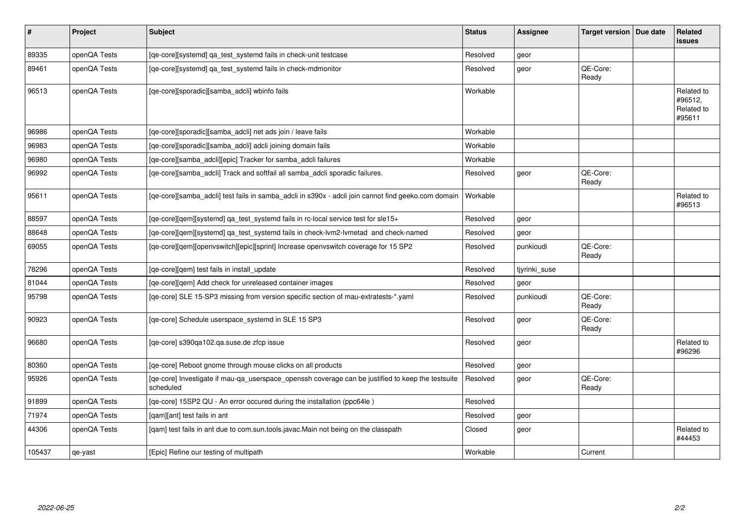| # | Project | Subject | Status | Assignee | Target version | Due date | Related issues |
|---|---|---|---|---|---|---|---|
| 89335 | openQA Tests | [qe-core][systemd] qa_test_systemd fails in check-unit testcase | Resolved | geor | | | |
| 89461 | openQA Tests | [qe-core][systemd] qa_test_systemd fails in check-mdmonitor | Resolved | geor | QE-Core: Ready | | |
| 96513 | openQA Tests | [qe-core][sporadic][samba_adcli] wbinfo fails | Workable | | | | Related to #96512, Related to #95611 |
| 96986 | openQA Tests | [qe-core][sporadic][samba_adcli] net ads join / leave fails | Workable | | | | |
| 96983 | openQA Tests | [qe-core][sporadic][samba_adcli] adcli joining domain fails | Workable | | | | |
| 96980 | openQA Tests | [qe-core][samba_adcli][epic] Tracker for samba_adcli failures | Workable | | | | |
| 96992 | openQA Tests | [qe-core][samba_adcli] Track and softfail all samba_adcli sporadic failures. | Resolved | geor | QE-Core: Ready | | |
| 95611 | openQA Tests | [qe-core][samba_adcli] test fails in samba_adcli in s390x - adcli join cannot find geeko.com domain | Workable | | | | Related to #96513 |
| 88597 | openQA Tests | [qe-core][qem][systemd] qa_test_systemd fails in rc-local service test for sle15+ | Resolved | geor | | | |
| 88648 | openQA Tests | [qe-core][qem][systemd] qa_test_systemd fails in check-lvm2-lvmetad and check-named | Resolved | geor | | | |
| 69055 | openQA Tests | [qe-core][qem][openvswitch][epic][sprint] Increase openvswitch coverage for 15 SP2 | Resolved | punkioudi | QE-Core: Ready | | |
| 78296 | openQA Tests | [qe-core][qem] test fails in install_update | Resolved | tjyrinki_suse | | | |
| 81044 | openQA Tests | [qe-core][qem] Add check for unreleased container images | Resolved | geor | | | |
| 95798 | openQA Tests | [qe-core] SLE 15-SP3 missing from version specific section of mau-extratests-*.yaml | Resolved | punkioudi | QE-Core: Ready | | |
| 90923 | openQA Tests | [qe-core] Schedule userspace_systemd in SLE 15 SP3 | Resolved | geor | QE-Core: Ready | | |
| 96680 | openQA Tests | [qe-core] s390qa102.qa.suse.de zfcp issue | Resolved | geor | | | Related to #96296 |
| 80360 | openQA Tests | [qe-core] Reboot gnome through mouse clicks on all products | Resolved | geor | | | |
| 95926 | openQA Tests | [qe-core] Investigate if mau-qa_userspace_openssh coverage can be justified to keep the testsuite scheduled | Resolved | geor | QE-Core: Ready | | |
| 91899 | openQA Tests | [qe-core] 15SP2 QU - An error occured during the installation (ppc64le ) | Resolved | | | | |
| 71974 | openQA Tests | [qam][ant] test fails in ant | Resolved | geor | | | |
| 44306 | openQA Tests | [qam] test fails in ant due to com.sun.tools.javac.Main not being on the classpath | Closed | geor | | | Related to #44453 |
| 105437 | qe-yast | [Epic] Refine our testing of multipath | Workable | | Current | | |